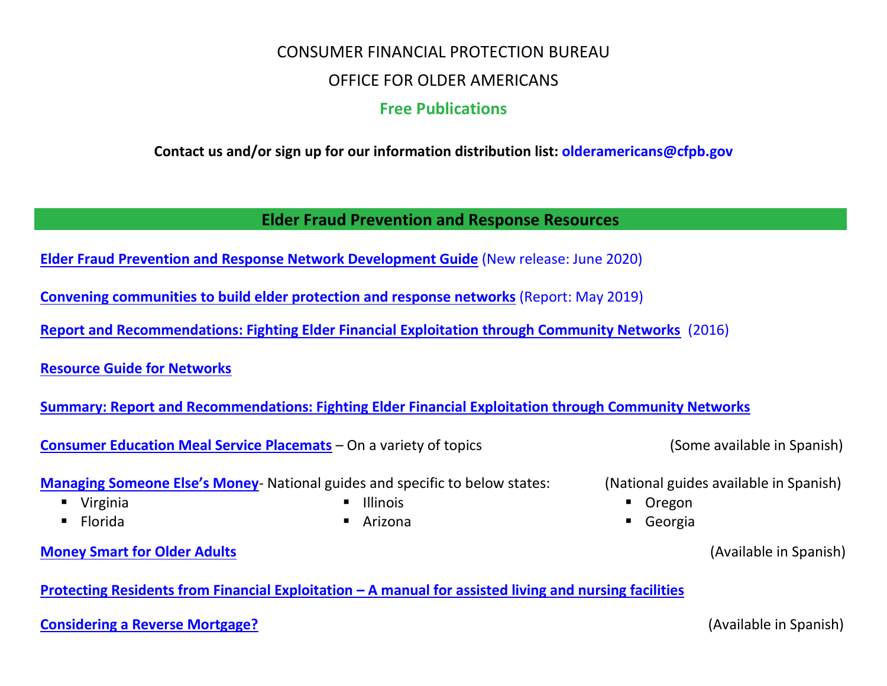CONSUMER FINANCIAL PROTECTION BUREAU

OFFICE FOR OLDER AMERICANS

# Free Publications

**Contact us and/or sign up for our information distribution list: olderamericans@cfpb.gov**

## Elder Fraud Prevention and Response Resources

**Elder Fraud Prevention and Response Network Development Guide** (New release: June 2020)

**Convening communities to build elder protection and response networks** (Report: May 2019)

**Report and Recommendations: Fighting Elder Financial Exploitation through Community Networks** (2016)

**Resource Guide for Networks**

**Summary: Report and Recommendations: Fighting Elder Financial Exploitation through Community Networks**

**Consumer Education Meal Service Placemats** – On a variety of topics (Some available in Spanish)

**Managing Someone Else's Money**- National guides and specific to below states: (National guides available in Spanish)

- Virginia
- Florida
- Illinois
- Arizona
- Oregon
- Georgia

**Money Smart for Older Adults** (Available in Spanish)

**Protecting Residents from Financial Exploitation – A manual for assisted living and nursing facilities**

**Considering a Reverse Mortgage?** (Available in Spanish)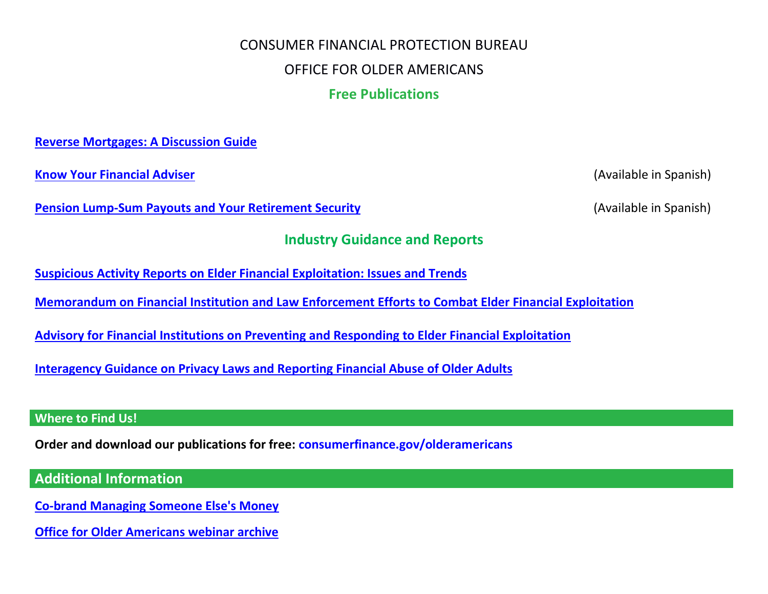CONSUMER FINANCIAL PROTECTION BUREAU

OFFICE FOR OLDER AMERICANS

## Free Publications

**Reverse Mortgages: A Discussion Guide**

**Know Your Financial Adviser** (Available in Spanish)

**Pension Lump-Sum Payouts and Your Retirement Security** (Available in Spanish)

## Industry Guidance and Reports

**Suspicious Activity Reports on Elder Financial Exploitation: Issues and Trends**

**Memorandum on Financial Institution and Law Enforcement Efforts to Combat Elder Financial Exploitation**

**Advisory for Financial Institutions on Preventing and Responding to Elder Financial Exploitation**

**Interagency Guidance on Privacy Laws and Reporting Financial Abuse of Older Adults**

## Where to Find Us!

**Order and download our publications for free: consumerfinance.gov/olderamericans**

## Additional Information

**Co-brand Managing Someone Else's Money**

**Office for Older Americans webinar archive**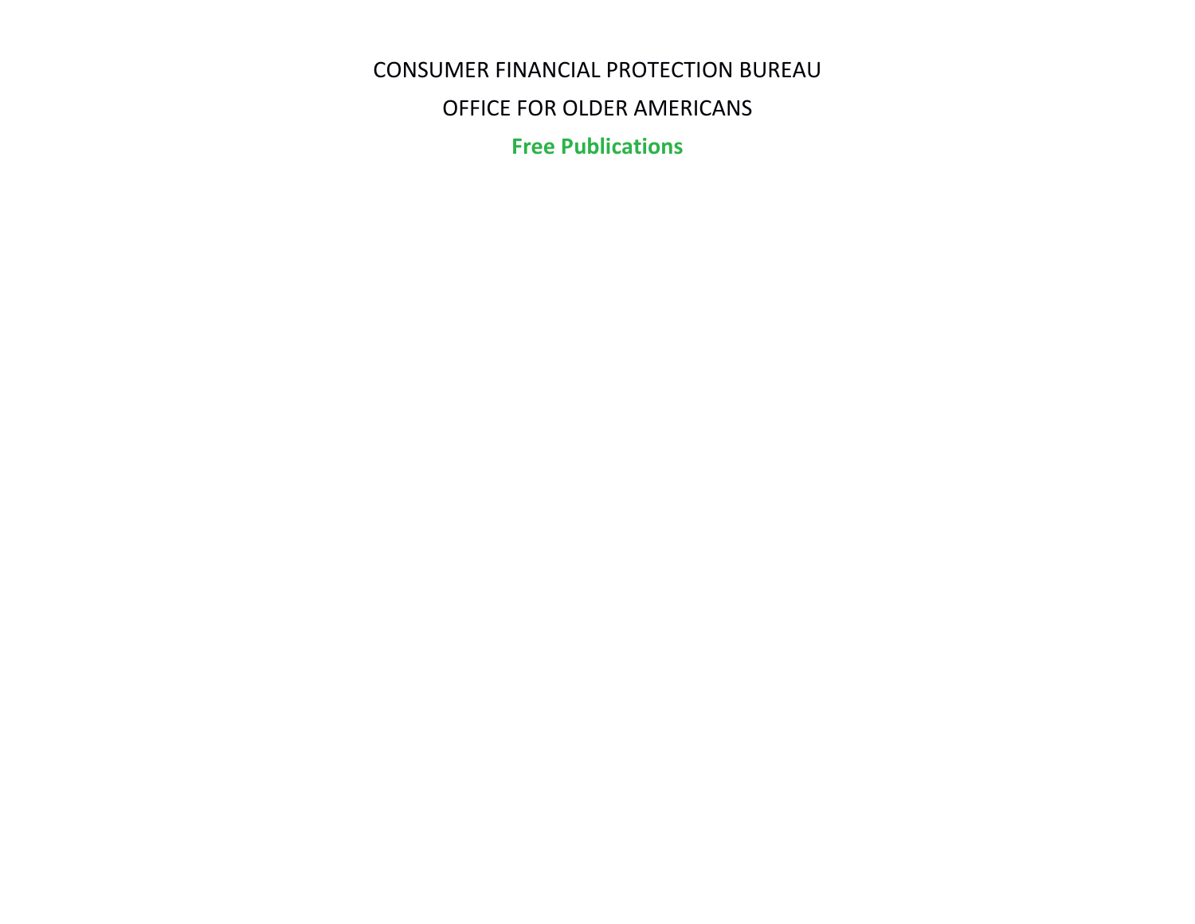CONSUMER FINANCIAL PROTECTION BUREAU

OFFICE FOR OLDER AMERICANS

**Free Publications**